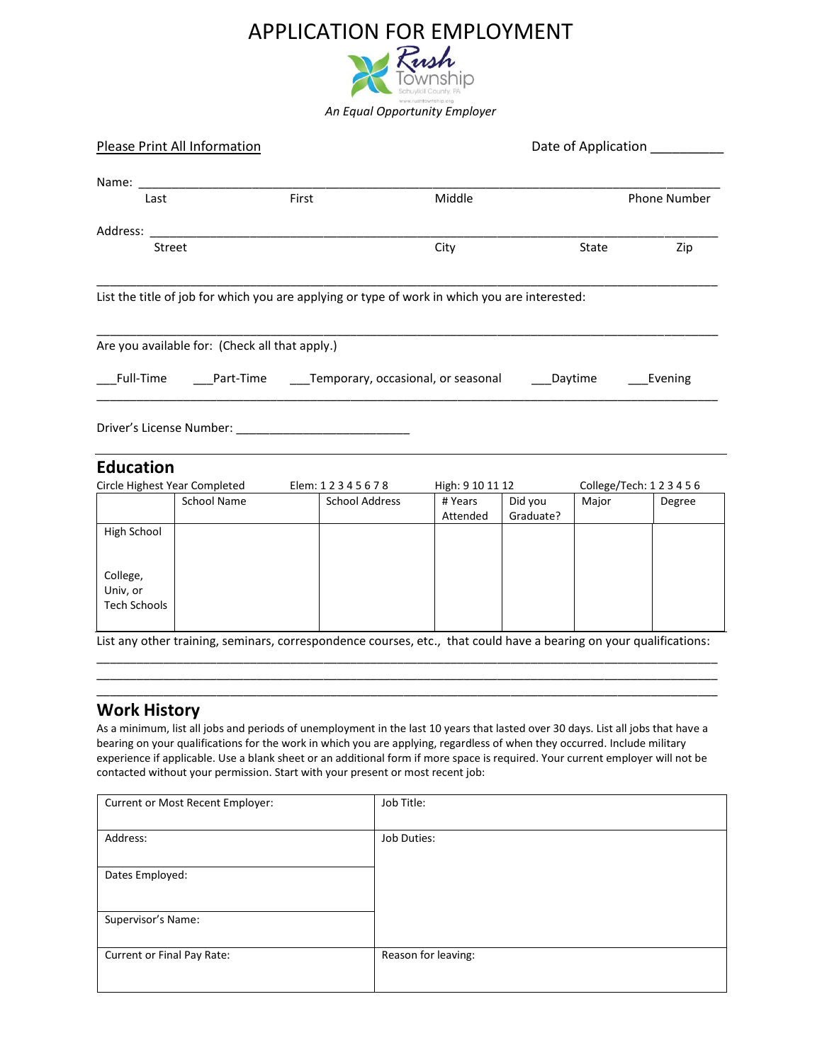# APPLICATION FOR EMPLOYMENT

Rush Township
Schuylkill County, PA
www.rushtownship.org

*An Equal Opportunity Employer*

Please Print All Information                                                        Date of Application __________

Name: ________________________________________________________________________________
Last                    First                    Middle                    Phone Number

Address: ______________________________________________________________________________
Street                    City                    State                    Zip

_______________________________________________________________________________________

List the title of job for which you are applying or type of work in which you are interested:

_______________________________________________________________________________________

Are you available for: (Check all that apply.)

___Full-Time    ___Part-Time    ___Temporary, occasional, or seasonal    ___Daytime    ___Evening

_______________________________________________________________________________________

Driver's License Number: __________________________

## Education

Circle Highest Year Completed    Elem: 1 2 3 4 5 6 7 8    High: 9 10 11 12    College/Tech: 1 2 3 4 5 6

| | School Name | School Address | # Years Attended | Did you Graduate? | Major | Degree |
|---|---|---|---|---|---|---|
| High School | | | | | | |
| College, Univ, or Tech Schools | | | | | | |

List any other training, seminars, correspondence courses, etc., that could have a bearing on your qualifications:

_______________________________________________________________________________________
_______________________________________________________________________________________
_______________________________________________________________________________________

## Work History

As a minimum, list all jobs and periods of unemployment in the last 10 years that lasted over 30 days. List all jobs that have a bearing on your qualifications for the work in which you are applying, regardless of when they occurred. Include military experience if applicable. Use a blank sheet or an additional form if more space is required. Your current employer will not be contacted without your permission. Start with your present or most recent job:

| | |
|---|---|
| Current or Most Recent Employer: | Job Title: |
| Address: | Job Duties: |
| Dates Employed: | |
| Supervisor's Name: | |
| Current or Final Pay Rate: | Reason for leaving: |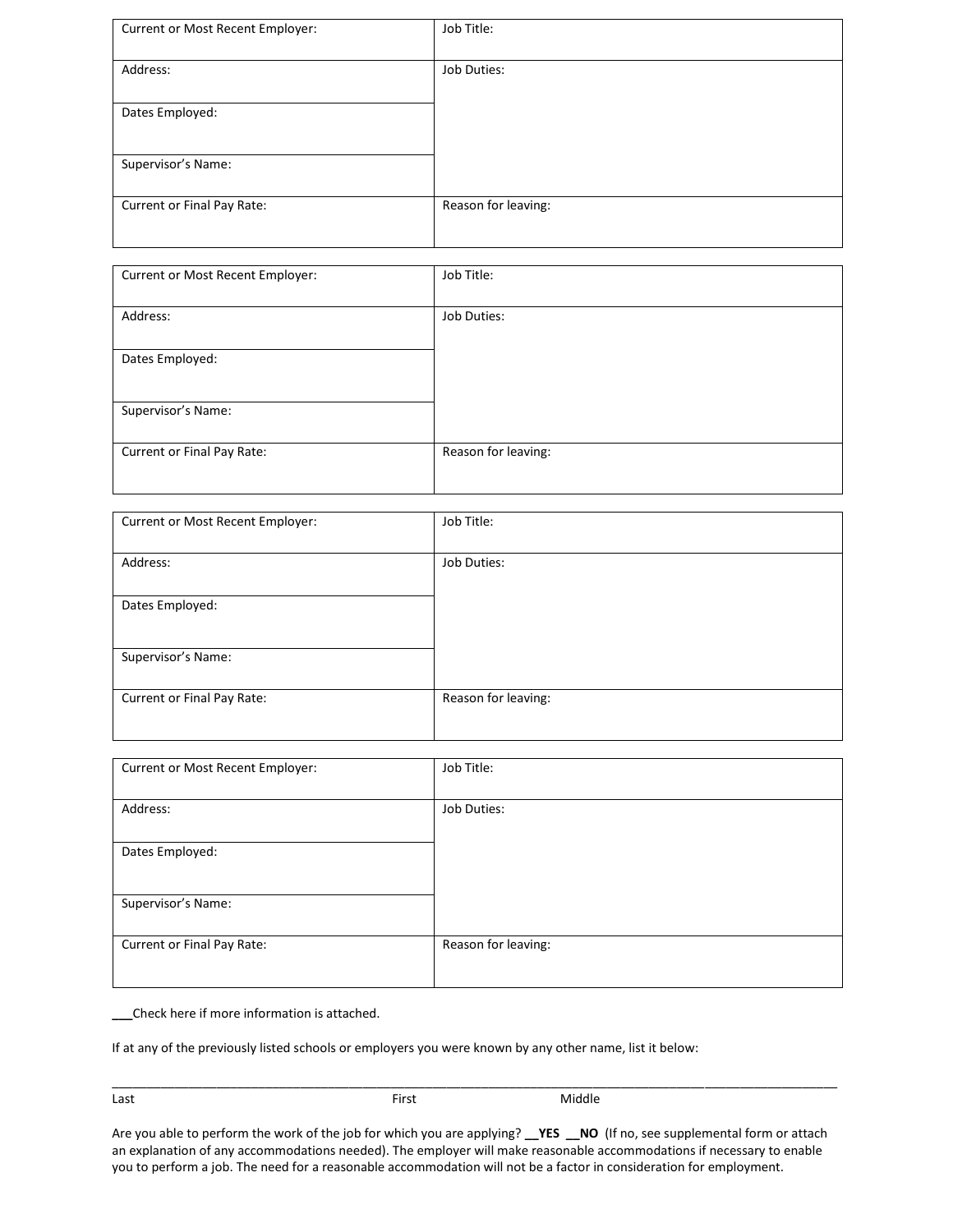| Current or Most Recent Employer: | Job Title: |
|---|---|
| Address: | Job Duties: |
| Dates Employed: | |
| Supervisor's Name: | |
| Current or Final Pay Rate: | Reason for leaving: |

| Current or Most Recent Employer: | Job Title: |
|---|---|
| Address: | Job Duties: |
| Dates Employed: | |
| Supervisor's Name: | |
| Current or Final Pay Rate: | Reason for leaving: |

| Current or Most Recent Employer: | Job Title: |
|---|---|
| Address: | Job Duties: |
| Dates Employed: | |
| Supervisor's Name: | |
| Current or Final Pay Rate: | Reason for leaving: |

| Current or Most Recent Employer: | Job Title: |
|---|---|
| Address: | Job Duties: |
| Dates Employed: | |
| Supervisor's Name: | |
| Current or Final Pay Rate: | Reason for leaving: |

___Check here if more information is attached.

If at any of the previously listed schools or employers you were known by any other name, list it below:

______________________________________________________________________________________________

Last First Middle

Are you able to perform the work of the job for which you are applying? **__YES __NO** (If no, see supplemental form or attach an explanation of any accommodations needed). The employer will make reasonable accommodations if necessary to enable you to perform a job. The need for a reasonable accommodation will not be a factor in consideration for employment.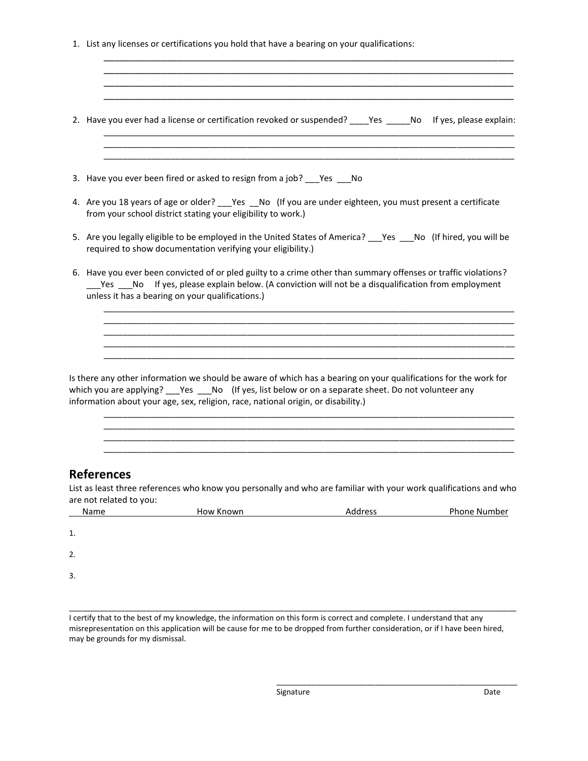1. List any licenses or certifications you hold that have a bearing on your qualifications:

   ______________________________________________________________________________________
   ______________________________________________________________________________________
   ______________________________________________________________________________________
   ______________________________________________________________________________________

2. Have you ever had a license or certification revoked or suspended? ____Yes _____No If yes, please explain:

   ______________________________________________________________________________________
   ______________________________________________________________________________________
   ______________________________________________________________________________________

3. Have you ever been fired or asked to resign from a job? ___Yes ___No

4. Are you 18 years of age or older? ___Yes __No (If you are under eighteen, you must present a certificate from your school district stating your eligibility to work.)

5. Are you legally eligible to be employed in the United States of America? ___Yes ___No (If hired, you will be required to show documentation verifying your eligibility.)

6. Have you ever been convicted of or pled guilty to a crime other than summary offenses or traffic violations? ___Yes ___No If yes, please explain below. (A conviction will not be a disqualification from employment unless it has a bearing on your qualifications.)

   ______________________________________________________________________________________
   ______________________________________________________________________________________
   ______________________________________________________________________________________
   ______________________________________________________________________________________
   ______________________________________________________________________________________

Is there any other information we should be aware of which has a bearing on your qualifications for the work for which you are applying? ___Yes ___No (If yes, list below or on a separate sheet. Do not volunteer any information about your age, sex, religion, race, national origin, or disability.)

______________________________________________________________________________________
______________________________________________________________________________________
______________________________________________________________________________________
______________________________________________________________________________________

## References

List as least three references who know you personally and who are familiar with your work qualifications and who are not related to you:

| | Name | How Known | Address | Phone Number |
|---|---|---|---|---|
| 1. | | | | |
| 2. | | | | |
| 3. | | | | |

I certify that to the best of my knowledge, the information on this form is correct and complete. I understand that any misrepresentation on this application will be cause for me to be dropped from further consideration, or if I have been hired, may be grounds for my dismissal.

______________________________________________________________

Signature Date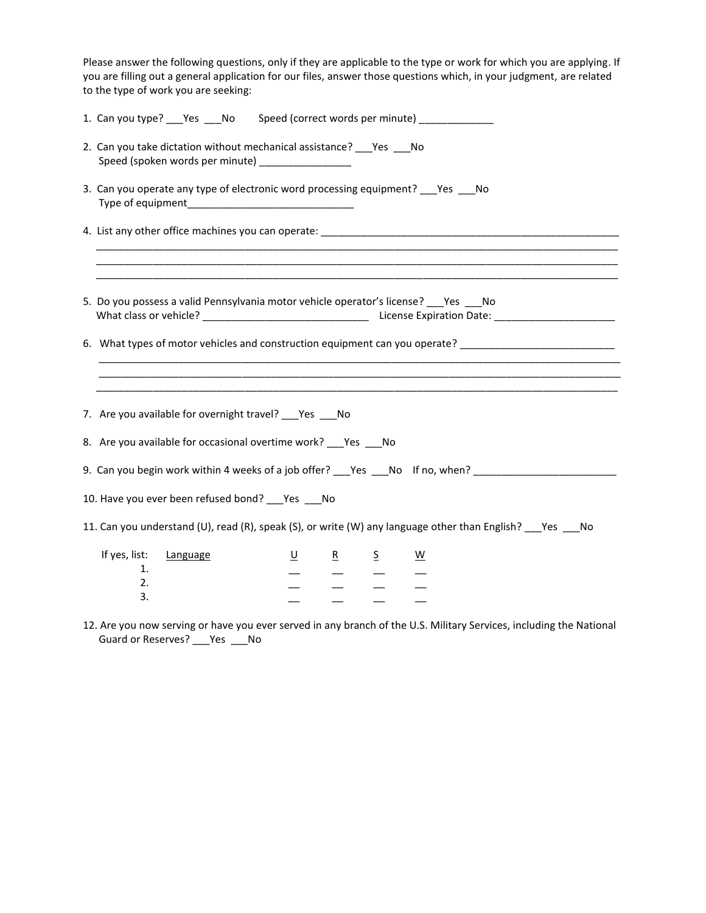Please answer the following questions, only if they are applicable to the type or work for which you are applying. If you are filling out a general application for our files, answer those questions which, in your judgment, are related to the type of work you are seeking:

1. Can you type? ___Yes ___No     Speed (correct words per minute) _____________

2. Can you take dictation without mechanical assistance? ___Yes ___No
   Speed (spoken words per minute) ________________

3. Can you operate any type of electronic word processing equipment? ___Yes ___No
   Type of equipment_____________________________

4. List any other office machines you can operate: ______________________________________________________
   _____________________________________________________________________________________________
   _____________________________________________________________________________________________
   _____________________________________________________________________________________________

5. Do you possess a valid Pennsylvania motor vehicle operator's license? ___Yes ___No
   What class or vehicle? _____________________________   License Expiration Date: _____________________

6. What types of motor vehicles and construction equipment can you operate? ___________________________
   _____________________________________________________________________________________________
   _____________________________________________________________________________________________
   _____________________________________________________________________________________________

7. Are you available for overnight travel? ___Yes ___No

8. Are you available for occasional overtime work? ___Yes ___No

9. Can you begin work within 4 weeks of a job offer? ___Yes ___No   If no, when? _________________________

10. Have you ever been refused bond? ___Yes ___No

11. Can you understand (U), read (R), speak (S), or write (W) any language other than English? ___Yes ___No

| If yes, list: | Language | U | R | S | W |
|---|---|---|---|---|---|
| 1. | | __ | __ | __ | __ |
| 2. | | __ | __ | __ | __ |
| 3. | | __ | __ | __ | __ |

12. Are you now serving or have you ever served in any branch of the U.S. Military Services, including the National Guard or Reserves? ___Yes ___No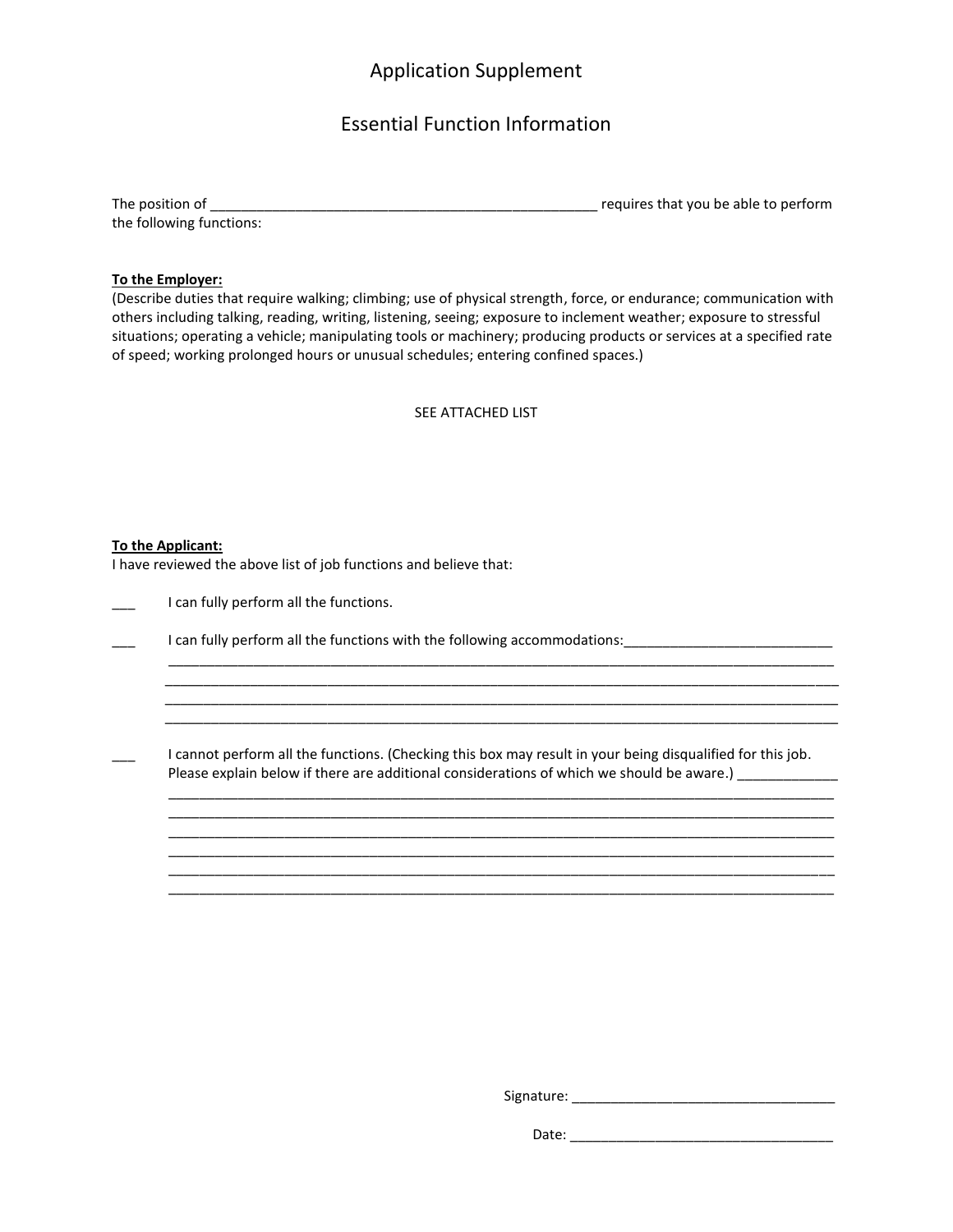# Application Supplement

## Essential Function Information

The position of \_\_\_\_\_\_\_\_\_\_\_\_\_\_\_\_\_\_\_\_\_\_\_\_\_\_\_\_\_\_\_\_\_\_\_\_\_\_\_\_\_\_\_\_\_\_\_\_\_\_ requires that you be able to perform the following functions:

**To the Employer:**
(Describe duties that require walking; climbing; use of physical strength, force, or endurance; communication with others including talking, reading, writing, listening, seeing; exposure to inclement weather; exposure to stressful situations; operating a vehicle; manipulating tools or machinery; producing products or services at a specified rate of speed; working prolonged hours or unusual schedules; entering confined spaces.)

SEE ATTACHED LIST

**To the Applicant:**
I have reviewed the above list of job functions and believe that:

\_\_\_ I can fully perform all the functions.

\_\_\_ I can fully perform all the functions with the following accommodations:\_\_\_\_\_\_\_\_\_\_\_\_\_\_\_\_\_\_\_\_\_\_\_\_\_\_\_\_

\_\_\_\_\_\_\_\_\_\_\_\_\_\_\_\_\_\_\_\_\_\_\_\_\_\_\_\_\_\_\_\_\_\_\_\_\_\_\_\_\_\_\_\_\_\_\_\_\_\_\_\_\_\_\_\_\_\_\_\_\_\_\_\_\_\_\_\_\_\_\_\_\_\_\_\_\_\_\_\_\_\_\_\_\_\_\_\_\_\_\_\_

\_\_\_\_\_\_\_\_\_\_\_\_\_\_\_\_\_\_\_\_\_\_\_\_\_\_\_\_\_\_\_\_\_\_\_\_\_\_\_\_\_\_\_\_\_\_\_\_\_\_\_\_\_\_\_\_\_\_\_\_\_\_\_\_\_\_\_\_\_\_\_\_\_\_\_\_\_\_\_\_\_\_\_\_\_\_\_\_\_\_\_\_

\_\_\_\_\_\_\_\_\_\_\_\_\_\_\_\_\_\_\_\_\_\_\_\_\_\_\_\_\_\_\_\_\_\_\_\_\_\_\_\_\_\_\_\_\_\_\_\_\_\_\_\_\_\_\_\_\_\_\_\_\_\_\_\_\_\_\_\_\_\_\_\_\_\_\_\_\_\_\_\_\_\_\_\_\_\_\_\_\_\_\_\_

\_\_\_\_\_\_\_\_\_\_\_\_\_\_\_\_\_\_\_\_\_\_\_\_\_\_\_\_\_\_\_\_\_\_\_\_\_\_\_\_\_\_\_\_\_\_\_\_\_\_\_\_\_\_\_\_\_\_\_\_\_\_\_\_\_\_\_\_\_\_\_\_\_\_\_\_\_\_\_\_\_\_\_\_\_\_\_\_\_\_\_\_

\_\_\_ I cannot perform all the functions. (Checking this box may result in your being disqualified for this job. Please explain below if there are additional considerations of which we should be aware.) \_\_\_\_\_\_\_\_\_\_\_\_\_

\_\_\_\_\_\_\_\_\_\_\_\_\_\_\_\_\_\_\_\_\_\_\_\_\_\_\_\_\_\_\_\_\_\_\_\_\_\_\_\_\_\_\_\_\_\_\_\_\_\_\_\_\_\_\_\_\_\_\_\_\_\_\_\_\_\_\_\_\_\_\_\_\_\_\_\_\_\_\_\_\_\_\_\_\_\_\_\_\_\_\_\_

\_\_\_\_\_\_\_\_\_\_\_\_\_\_\_\_\_\_\_\_\_\_\_\_\_\_\_\_\_\_\_\_\_\_\_\_\_\_\_\_\_\_\_\_\_\_\_\_\_\_\_\_\_\_\_\_\_\_\_\_\_\_\_\_\_\_\_\_\_\_\_\_\_\_\_\_\_\_\_\_\_\_\_\_\_\_\_\_\_\_\_\_

\_\_\_\_\_\_\_\_\_\_\_\_\_\_\_\_\_\_\_\_\_\_\_\_\_\_\_\_\_\_\_\_\_\_\_\_\_\_\_\_\_\_\_\_\_\_\_\_\_\_\_\_\_\_\_\_\_\_\_\_\_\_\_\_\_\_\_\_\_\_\_\_\_\_\_\_\_\_\_\_\_\_\_\_\_\_\_\_\_\_\_\_

\_\_\_\_\_\_\_\_\_\_\_\_\_\_\_\_\_\_\_\_\_\_\_\_\_\_\_\_\_\_\_\_\_\_\_\_\_\_\_\_\_\_\_\_\_\_\_\_\_\_\_\_\_\_\_\_\_\_\_\_\_\_\_\_\_\_\_\_\_\_\_\_\_\_\_\_\_\_\_\_\_\_\_\_\_\_\_\_\_\_\_\_

\_\_\_\_\_\_\_\_\_\_\_\_\_\_\_\_\_\_\_\_\_\_\_\_\_\_\_\_\_\_\_\_\_\_\_\_\_\_\_\_\_\_\_\_\_\_\_\_\_\_\_\_\_\_\_\_\_\_\_\_\_\_\_\_\_\_\_\_\_\_\_\_\_\_\_\_\_\_\_\_\_\_\_\_\_\_\_\_\_\_\_\_

\_\_\_\_\_\_\_\_\_\_\_\_\_\_\_\_\_\_\_\_\_\_\_\_\_\_\_\_\_\_\_\_\_\_\_\_\_\_\_\_\_\_\_\_\_\_\_\_\_\_\_\_\_\_\_\_\_\_\_\_\_\_\_\_\_\_\_\_\_\_\_\_\_\_\_\_\_\_\_\_\_\_\_\_\_\_\_\_\_\_\_\_

Signature: \_\_\_\_\_\_\_\_\_\_\_\_\_\_\_\_\_\_\_\_\_\_\_\_\_\_\_\_\_\_\_\_\_\_\_

Date: \_\_\_\_\_\_\_\_\_\_\_\_\_\_\_\_\_\_\_\_\_\_\_\_\_\_\_\_\_\_\_\_\_\_\_